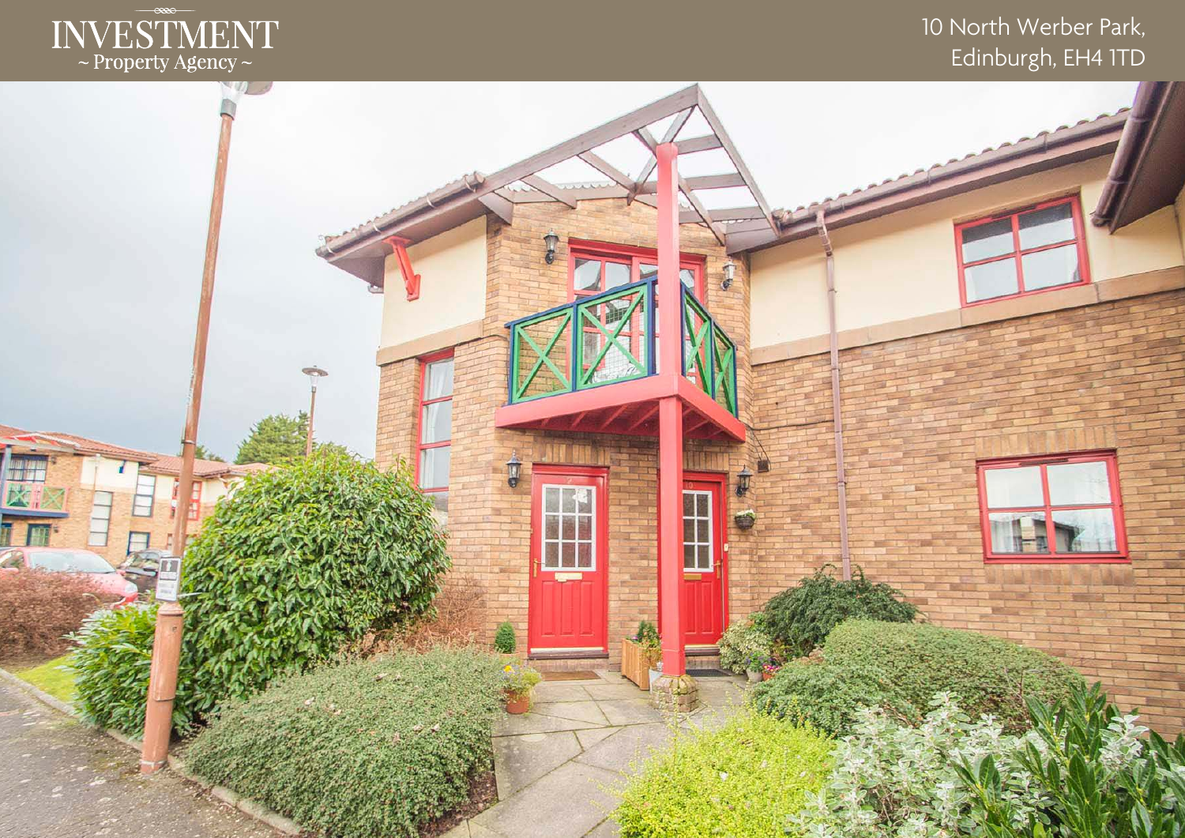INVESTMENT
~ Property Agency ~

10 North Werber Park,
Edinburgh, EH4 1TD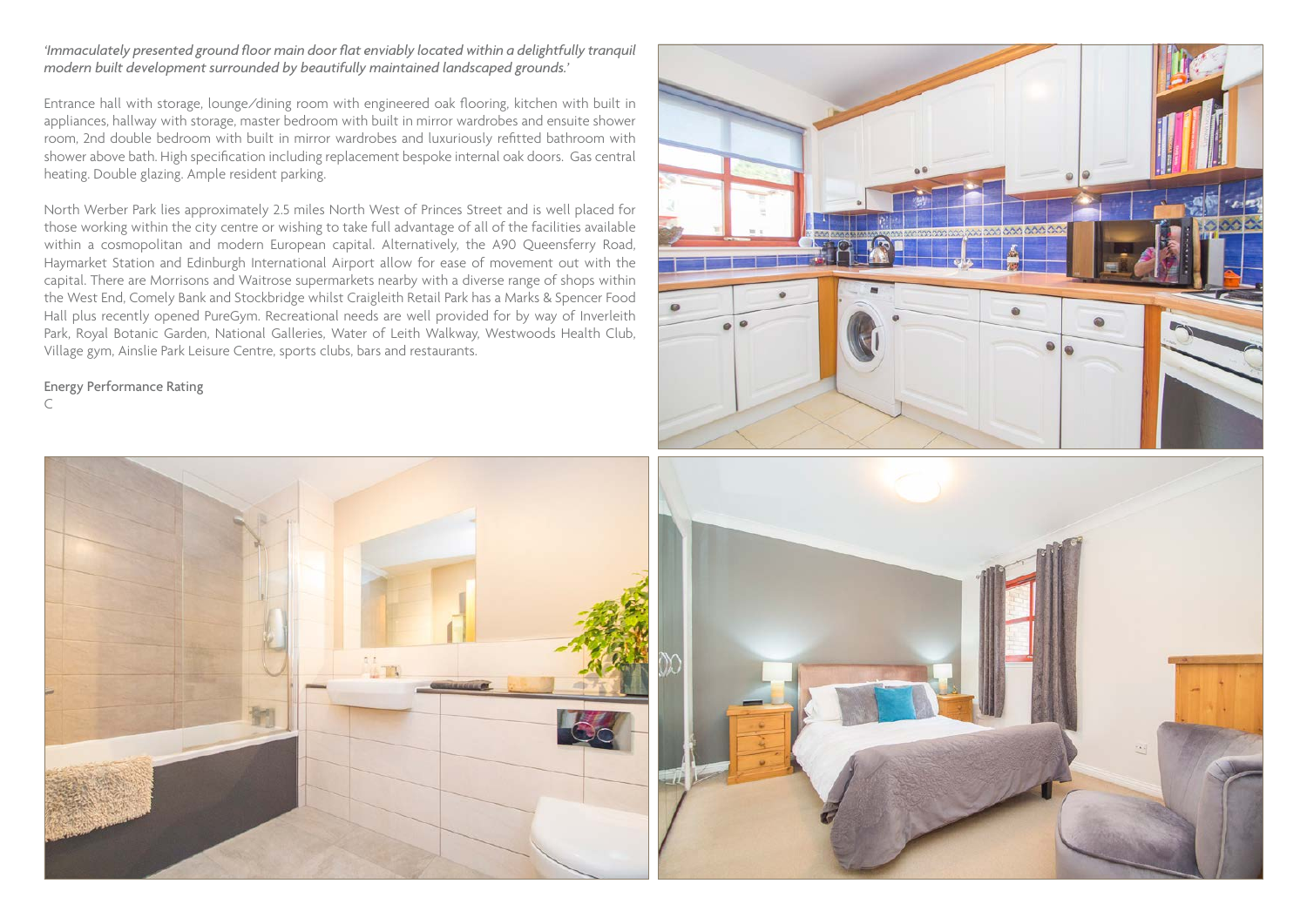*'Immaculately presented ground floor main door flat enviably located within a delightfully tranquil modern built development surrounded by beautifully maintained landscaped grounds.'*

Entrance hall with storage, lounge/dining room with engineered oak flooring, kitchen with built in appliances, hallway with storage, master bedroom with built in mirror wardrobes and ensuite shower room, 2nd double bedroom with built in mirror wardrobes and luxuriously refitted bathroom with shower above bath. High specification including replacement bespoke internal oak doors. Gas central heating. Double glazing. Ample resident parking.

North Werber Park lies approximately 2.5 miles North West of Princes Street and is well placed for those working within the city centre or wishing to take full advantage of all of the facilities available within a cosmopolitan and modern European capital. Alternatively, the A90 Queensferry Road, Haymarket Station and Edinburgh International Airport allow for ease of movement out with the capital. There are Morrisons and Waitrose supermarkets nearby with a diverse range of shops within the West End, Comely Bank and Stockbridge whilst Craigleith Retail Park has a Marks & Spencer Food Hall plus recently opened PureGym. Recreational needs are well provided for by way of Inverleith Park, Royal Botanic Garden, National Galleries, Water of Leith Walkway, Westwoods Health Club, Village gym, Ainslie Park Leisure Centre, sports clubs, bars and restaurants.

Energy Performance Rating
C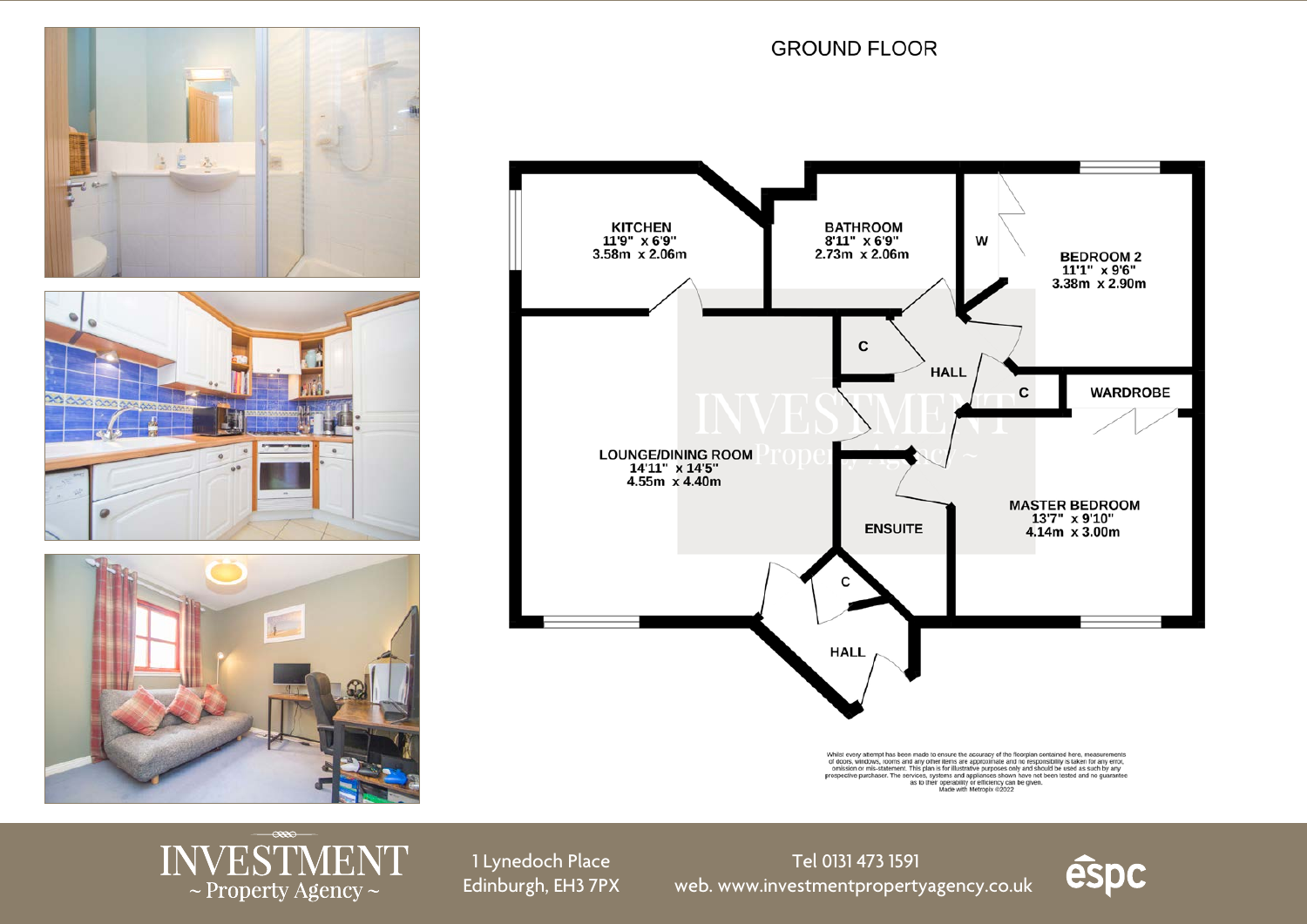## GROUND FLOOR

KITCHEN
11'9" x 6'9"
3.58m x 2.06m

BATHROOM
8'11" x 6'9"
2.73m x 2.06m

W

BEDROOM 2
11'1" x 9'6"
3.38m x 2.90m

C

HALL

C

WARDROBE

LOUNGE/DINING ROOM
14'11" x 14'5"
4.55m x 4.40m

MASTER BEDROOM
13'7" x 9'10"
4.14m x 3.00m

ENSUITE

C

HALL

Whilst every attempt has been made to ensure the accuracy of the floorplan contained here, measurements of doors, windows, rooms and any other items are approximate and no responsibility is taken for any error, omission or mis-statement. This plan is for illustrative purposes only and should be used as such by any prospective purchaser. The services, systems and appliances shown have not been tested and no guarantee as to their operability or efficiency can be given.
Made with Metropix ©2022

INVESTMENT
~ Property Agency ~

1 Lynedoch Place
Edinburgh, EH3 7PX

Tel 0131 473 1591
web. www.investmentpropertyagency.co.uk

espc